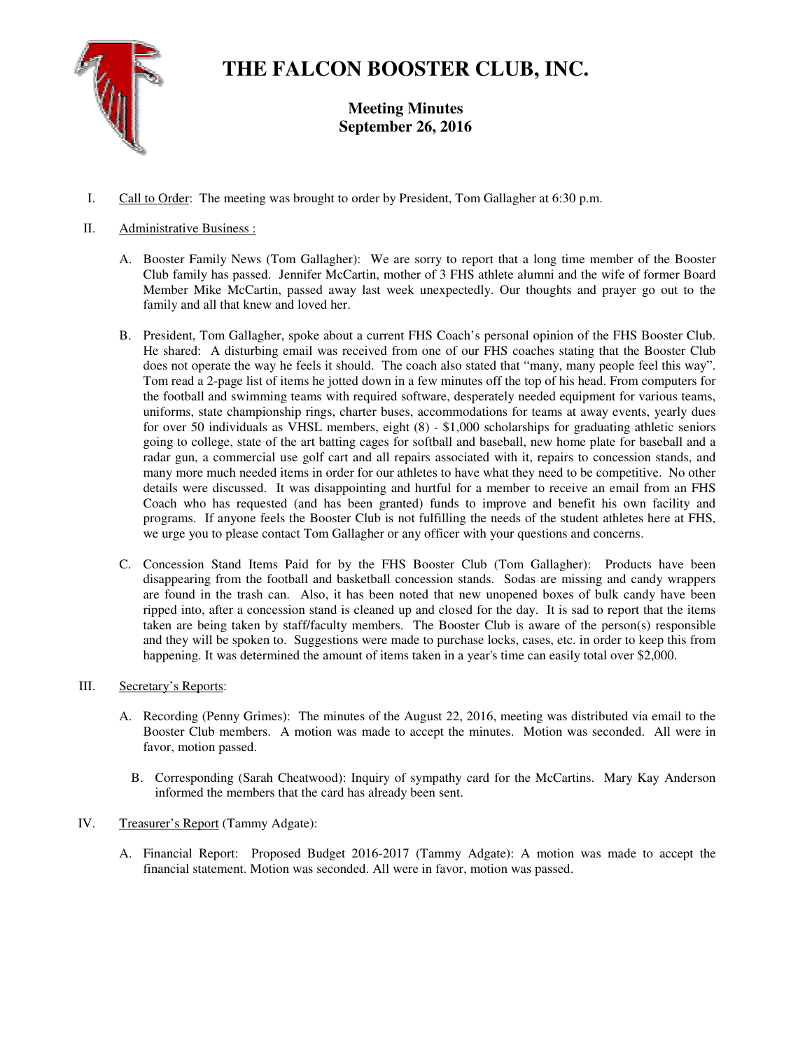# THE FALCON BOOSTER CLUB, INC.

## Meeting Minutes
## September 26, 2016

I. Call to Order: The meeting was brought to order by President, Tom Gallagher at 6:30 p.m.

II. Administrative Business :

A. Booster Family News (Tom Gallagher): We are sorry to report that a long time member of the Booster Club family has passed. Jennifer McCartin, mother of 3 FHS athlete alumni and the wife of former Board Member Mike McCartin, passed away last week unexpectedly. Our thoughts and prayer go out to the family and all that knew and loved her.

B. President, Tom Gallagher, spoke about a current FHS Coach's personal opinion of the FHS Booster Club. He shared: A disturbing email was received from one of our FHS coaches stating that the Booster Club does not operate the way he feels it should. The coach also stated that "many, many people feel this way". Tom read a 2-page list of items he jotted down in a few minutes off the top of his head. From computers for the football and swimming teams with required software, desperately needed equipment for various teams, uniforms, state championship rings, charter buses, accommodations for teams at away events, yearly dues for over 50 individuals as VHSL members, eight (8) - $1,000 scholarships for graduating athletic seniors going to college, state of the art batting cages for softball and baseball, new home plate for baseball and a radar gun, a commercial use golf cart and all repairs associated with it, repairs to concession stands, and many more much needed items in order for our athletes to have what they need to be competitive. No other details were discussed. It was disappointing and hurtful for a member to receive an email from an FHS Coach who has requested (and has been granted) funds to improve and benefit his own facility and programs. If anyone feels the Booster Club is not fulfilling the needs of the student athletes here at FHS, we urge you to please contact Tom Gallagher or any officer with your questions and concerns.

C. Concession Stand Items Paid for by the FHS Booster Club (Tom Gallagher): Products have been disappearing from the football and basketball concession stands. Sodas are missing and candy wrappers are found in the trash can. Also, it has been noted that new unopened boxes of bulk candy have been ripped into, after a concession stand is cleaned up and closed for the day. It is sad to report that the items taken are being taken by staff/faculty members. The Booster Club is aware of the person(s) responsible and they will be spoken to. Suggestions were made to purchase locks, cases, etc. in order to keep this from happening. It was determined the amount of items taken in a year's time can easily total over $2,000.

III. Secretary's Reports:

A. Recording (Penny Grimes): The minutes of the August 22, 2016, meeting was distributed via email to the Booster Club members. A motion was made to accept the minutes. Motion was seconded. All were in favor, motion passed.

B. Corresponding (Sarah Cheatwood): Inquiry of sympathy card for the McCartins. Mary Kay Anderson informed the members that the card has already been sent.

IV. Treasurer's Report (Tammy Adgate):

A. Financial Report: Proposed Budget 2016-2017 (Tammy Adgate): A motion was made to accept the financial statement. Motion was seconded. All were in favor, motion was passed.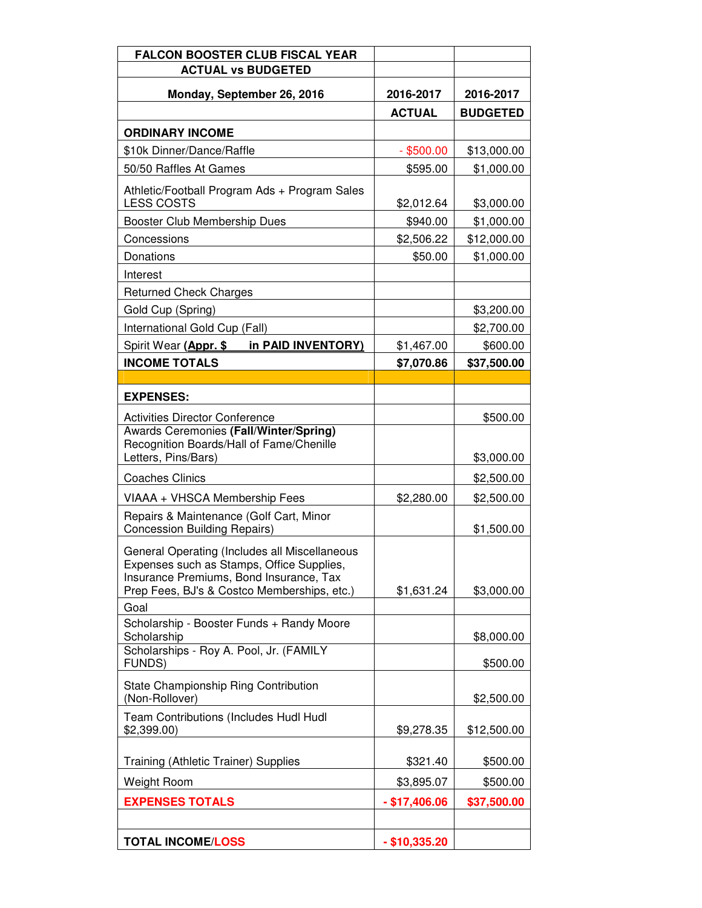| FALCON BOOSTER CLUB FISCAL YEAR ACTUAL vs BUDGETED | | |
|---|---|---|
| **Monday, September 26, 2016** | **2016-2017** | **2016-2017** |
| | **ACTUAL** | **BUDGETED** |
| **ORDINARY INCOME** | | |
| $10k Dinner/Dance/Raffle | - $500.00 | $13,000.00 |
| 50/50 Raffles At Games | $595.00 | $1,000.00 |
| Athletic/Football Program Ads + Program Sales LESS COSTS | $2,012.64 | $3,000.00 |
| Booster Club Membership Dues | $940.00 | $1,000.00 |
| Concessions | $2,506.22 | $12,000.00 |
| Donations | $50.00 | $1,000.00 |
| Interest | | |
| Returned Check Charges | | |
| Gold Cup (Spring) | | $3,200.00 |
| International Gold Cup (Fall) | | $2,700.00 |
| Spirit Wear **(Appr. $ in PAID INVENTORY)** | $1,467.00 | $600.00 |
| **INCOME TOTALS** | **$7,070.86** | **$37,500.00** |
| | | |
| **EXPENSES:** | | |
| Activities Director Conference | | $500.00 |
| Awards Ceremonies **(Fall/Winter/Spring)** Recognition Boards/Hall of Fame/Chenille Letters, Pins/Bars) | | $3,000.00 |
| Coaches Clinics | | $2,500.00 |
| VIAAA + VHSCA Membership Fees | $2,280.00 | $2,500.00 |
| Repairs & Maintenance (Golf Cart, Minor Concession Building Repairs) | | $1,500.00 |
| General Operating (Includes all Miscellaneous Expenses such as Stamps, Office Supplies, Insurance Premiums, Bond Insurance, Tax Prep Fees, BJ's & Costco Memberships, etc.) | $1,631.24 | $3,000.00 |
| Goal | | |
| Scholarship - Booster Funds + Randy Moore Scholarship | | $8,000.00 |
| Scholarships - Roy A. Pool, Jr. (FAMILY FUNDS) | | $500.00 |
| State Championship Ring Contribution (Non-Rollover) | | $2,500.00 |
| Team Contributions (Includes Hudl Hudl $2,399.00) | $9,278.35 | $12,500.00 |
| Training (Athletic Trainer) Supplies | $321.40 | $500.00 |
| Weight Room | $3,895.07 | $500.00 |
| **EXPENSES TOTALS** | **- $17,406.06** | **$37,500.00** |
| | | |
| **TOTAL INCOME/LOSS** | **- $10,335.20** | |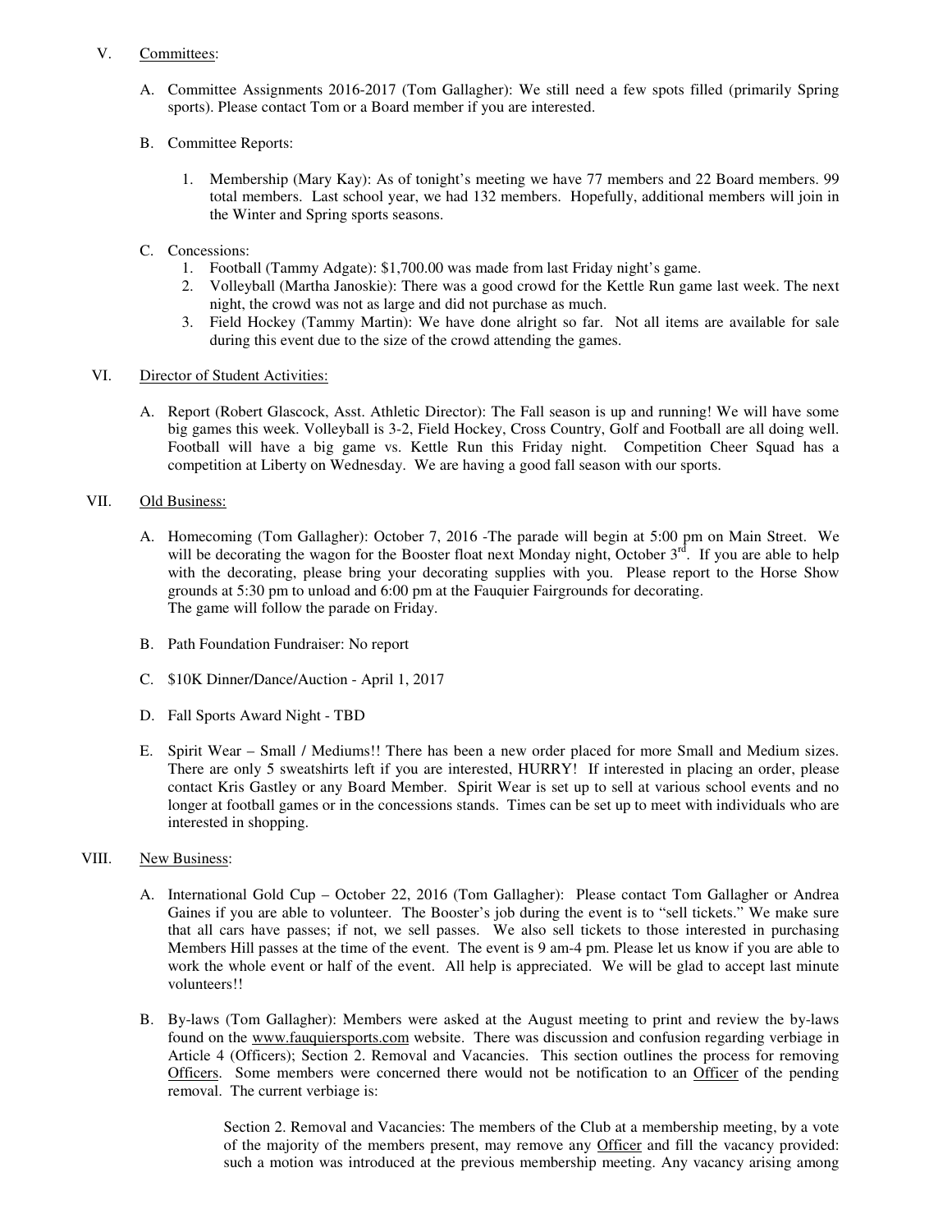V. Committees:

A. Committee Assignments 2016-2017 (Tom Gallagher): We still need a few spots filled (primarily Spring sports). Please contact Tom or a Board member if you are interested.

B. Committee Reports:

1. Membership (Mary Kay): As of tonight's meeting we have 77 members and 22 Board members. 99 total members. Last school year, we had 132 members. Hopefully, additional members will join in the Winter and Spring sports seasons.

C. Concessions:

1. Football (Tammy Adgate): $1,700.00 was made from last Friday night's game.
2. Volleyball (Martha Janoskie): There was a good crowd for the Kettle Run game last week. The next night, the crowd was not as large and did not purchase as much.
3. Field Hockey (Tammy Martin): We have done alright so far. Not all items are available for sale during this event due to the size of the crowd attending the games.

VI. Director of Student Activities:

A. Report (Robert Glascock, Asst. Athletic Director): The Fall season is up and running! We will have some big games this week. Volleyball is 3-2, Field Hockey, Cross Country, Golf and Football are all doing well. Football will have a big game vs. Kettle Run this Friday night. Competition Cheer Squad has a competition at Liberty on Wednesday. We are having a good fall season with our sports.

VII. Old Business:

A. Homecoming (Tom Gallagher): October 7, 2016 -The parade will begin at 5:00 pm on Main Street. We will be decorating the wagon for the Booster float next Monday night, October 3rd. If you are able to help with the decorating, please bring your decorating supplies with you. Please report to the Horse Show grounds at 5:30 pm to unload and 6:00 pm at the Fauquier Fairgrounds for decorating.
The game will follow the parade on Friday.

B. Path Foundation Fundraiser: No report

C. $10K Dinner/Dance/Auction - April 1, 2017

D. Fall Sports Award Night - TBD

E. Spirit Wear – Small / Mediums!! There has been a new order placed for more Small and Medium sizes. There are only 5 sweatshirts left if you are interested, HURRY! If interested in placing an order, please contact Kris Gastley or any Board Member. Spirit Wear is set up to sell at various school events and no longer at football games or in the concessions stands. Times can be set up to meet with individuals who are interested in shopping.

VIII. New Business:

A. International Gold Cup – October 22, 2016 (Tom Gallagher): Please contact Tom Gallagher or Andrea Gaines if you are able to volunteer. The Booster's job during the event is to "sell tickets." We make sure that all cars have passes; if not, we sell passes. We also sell tickets to those interested in purchasing Members Hill passes at the time of the event. The event is 9 am-4 pm. Please let us know if you are able to work the whole event or half of the event. All help is appreciated. We will be glad to accept last minute volunteers!!

B. By-laws (Tom Gallagher): Members were asked at the August meeting to print and review the by-laws found on the www.fauquiersports.com website. There was discussion and confusion regarding verbiage in Article 4 (Officers); Section 2. Removal and Vacancies. This section outlines the process for removing Officers. Some members were concerned there would not be notification to an Officer of the pending removal. The current verbiage is:

> Section 2. Removal and Vacancies: The members of the Club at a membership meeting, by a vote of the majority of the members present, may remove any Officer and fill the vacancy provided: such a motion was introduced at the previous membership meeting. Any vacancy arising among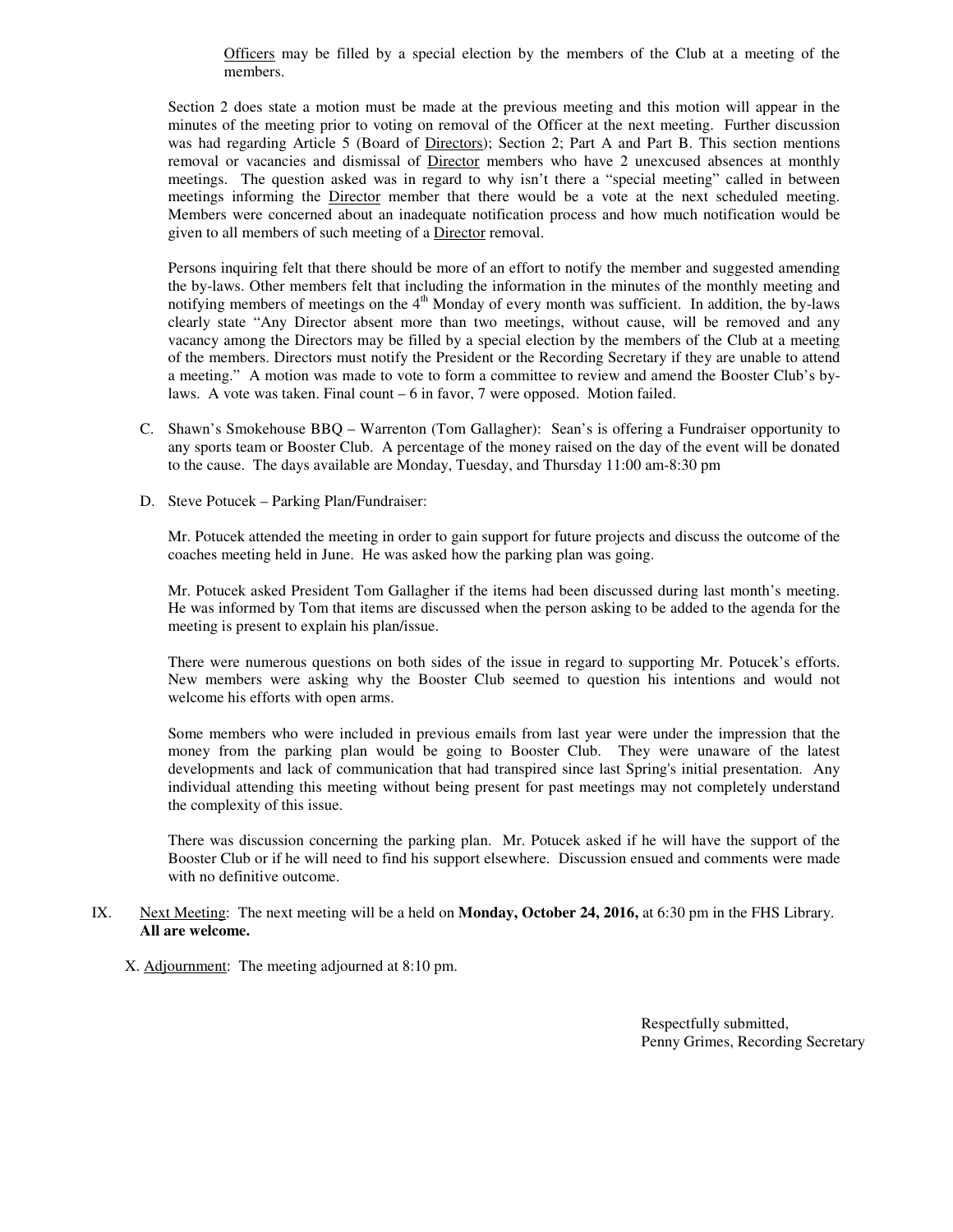Officers may be filled by a special election by the members of the Club at a meeting of the members.

Section 2 does state a motion must be made at the previous meeting and this motion will appear in the minutes of the meeting prior to voting on removal of the Officer at the next meeting. Further discussion was had regarding Article 5 (Board of Directors); Section 2; Part A and Part B. This section mentions removal or vacancies and dismissal of Director members who have 2 unexcused absences at monthly meetings. The question asked was in regard to why isn't there a "special meeting" called in between meetings informing the Director member that there would be a vote at the next scheduled meeting. Members were concerned about an inadequate notification process and how much notification would be given to all members of such meeting of a Director removal.

Persons inquiring felt that there should be more of an effort to notify the member and suggested amending the by-laws. Other members felt that including the information in the minutes of the monthly meeting and notifying members of meetings on the 4th Monday of every month was sufficient. In addition, the by-laws clearly state "Any Director absent more than two meetings, without cause, will be removed and any vacancy among the Directors may be filled by a special election by the members of the Club at a meeting of the members. Directors must notify the President or the Recording Secretary if they are unable to attend a meeting." A motion was made to vote to form a committee to review and amend the Booster Club's by-laws. A vote was taken. Final count – 6 in favor, 7 were opposed. Motion failed.

C. Shawn's Smokehouse BBQ – Warrenton (Tom Gallagher): Sean's is offering a Fundraiser opportunity to any sports team or Booster Club. A percentage of the money raised on the day of the event will be donated to the cause. The days available are Monday, Tuesday, and Thursday 11:00 am-8:30 pm

D. Steve Potucek – Parking Plan/Fundraiser:

Mr. Potucek attended the meeting in order to gain support for future projects and discuss the outcome of the coaches meeting held in June. He was asked how the parking plan was going.

Mr. Potucek asked President Tom Gallagher if the items had been discussed during last month's meeting. He was informed by Tom that items are discussed when the person asking to be added to the agenda for the meeting is present to explain his plan/issue.

There were numerous questions on both sides of the issue in regard to supporting Mr. Potucek's efforts. New members were asking why the Booster Club seemed to question his intentions and would not welcome his efforts with open arms.

Some members who were included in previous emails from last year were under the impression that the money from the parking plan would be going to Booster Club. They were unaware of the latest developments and lack of communication that had transpired since last Spring's initial presentation. Any individual attending this meeting without being present for past meetings may not completely understand the complexity of this issue.

There was discussion concerning the parking plan. Mr. Potucek asked if he will have the support of the Booster Club or if he will need to find his support elsewhere. Discussion ensued and comments were made with no definitive outcome.

IX. Next Meeting: The next meeting will be a held on **Monday, October 24, 2016,** at 6:30 pm in the FHS Library. **All are welcome.**

X. Adjournment: The meeting adjourned at 8:10 pm.

Respectfully submitted,
Penny Grimes, Recording Secretary